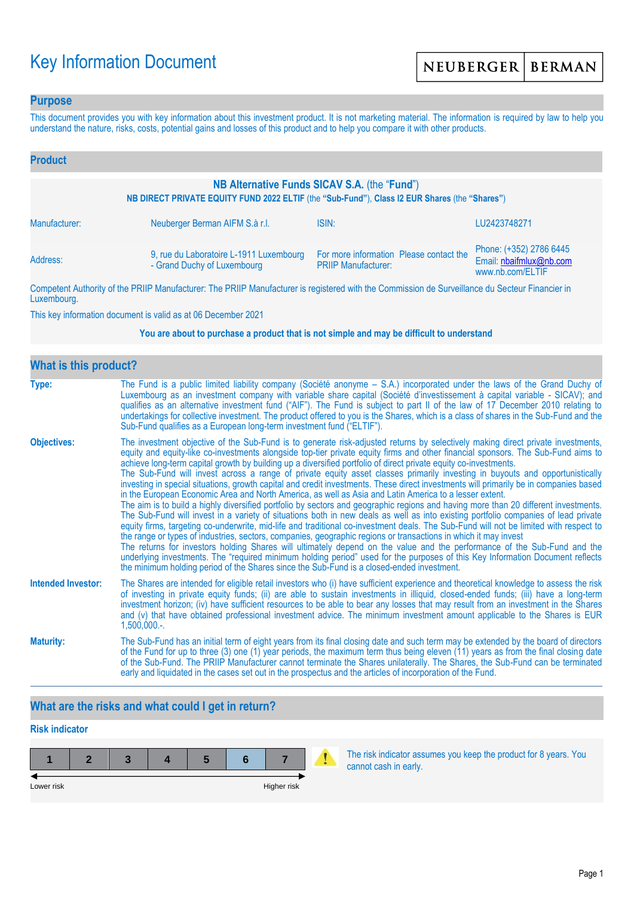# Key Information Document

NEUBERGER | BERMAN

## Purpose

This document provides you with key information about this investment product. It is not marketing material. The information is required by law to help you understand the nature, risks, costs, potential gains and losses of this product and to help you compare it with other products.

## Product

**NB Alternative Funds SICAV S.A.** (the "**Fund**")

**NB DIRECT PRIVATE EQUITY FUND 2022 ELTIF** (the **"Sub-Fund"**), **Class I2 EUR Shares** (the **"Shares"**)

| | | | |
|---|---|---|---|
| Manufacturer: | Neuberger Berman AIFM S.à r.l. | ISIN: | LU2423748271 |
| Address: | 9, rue du Laboratoire L-1911 Luxembourg - Grand Duchy of Luxembourg | For more information Please contact the PRIIP Manufacturer: | Phone: (+352) 2786 6445<br>Email: nbaifmlux@nb.com<br>www.nb.com/ELTIF |

Competent Authority of the PRIIP Manufacturer: The PRIIP Manufacturer is registered with the Commission de Surveillance du Secteur Financier in Luxembourg.

This key information document is valid as at 06 December 2021

**You are about to purchase a product that is not simple and may be difficult to understand**

## What is this product?

**Type:** The Fund is a public limited liability company (Société anonyme – S.A.) incorporated under the laws of the Grand Duchy of Luxembourg as an investment company with variable share capital (Société d'investissement à capital variable - SICAV); and qualifies as an alternative investment fund ("AIF"). The Fund is subject to part II of the law of 17 December 2010 relating to undertakings for collective investment. The product offered to you is the Shares, which is a class of shares in the Sub-Fund and the Sub-Fund qualifies as a European long-term investment fund ("ELTIF").

**Objectives:** The investment objective of the Sub-Fund is to generate risk-adjusted returns by selectively making direct private investments, equity and equity-like co-investments alongside top-tier private equity firms and other financial sponsors. The Sub-Fund aims to achieve long-term capital growth by building up a diversified portfolio of direct private equity co-investments.
The Sub-Fund will invest across a range of private equity asset classes primarily investing in buyouts and opportunistically investing in special situations, growth capital and credit investments. These direct investments will primarily be in companies based in the European Economic Area and North America, as well as Asia and Latin America to a lesser extent.
The aim is to build a highly diversified portfolio by sectors and geographic regions and having more than 20 different investments. The Sub-Fund will invest in a variety of situations both in new deals as well as into existing portfolio companies of lead private equity firms, targeting co-underwrite, mid-life and traditional co-investment deals. The Sub-Fund will not be limited with respect to the range or types of industries, sectors, companies, geographic regions or transactions in which it may invest
The returns for investors holding Shares will ultimately depend on the value and the performance of the Sub-Fund and the underlying investments. The "required minimum holding period" used for the purposes of this Key Information Document reflects the minimum holding period of the Shares since the Sub-Fund is a closed-ended investment.

**Intended Investor:** The Shares are intended for eligible retail investors who (i) have sufficient experience and theoretical knowledge to assess the risk of investing in private equity funds; (ii) are able to sustain investments in illiquid, closed-ended funds; (iii) have a long-term investment horizon; (iv) have sufficient resources to be able to bear any losses that may result from an investment in the Shares and (v) that have obtained professional investment advice. The minimum investment amount applicable to the Shares is EUR 1,500,000.-.

**Maturity:** The Sub-Fund has an initial term of eight years from its final closing date and such term may be extended by the board of directors of the Fund for up to three (3) one (1) year periods, the maximum term thus being eleven (11) years as from the final closing date of the Sub-Fund. The PRIIP Manufacturer cannot terminate the Shares unilaterally. The Shares, the Sub-Fund can be terminated early and liquidated in the cases set out in the prospectus and the articles of incorporation of the Fund.

## What are the risks and what could I get in return?

### Risk indicator

| 1 | 2 | 3 | 4 | 5 | **6** | 7 |
|---|---|---|---|---|---|---|

Lower risk — Higher risk

The risk indicator assumes you keep the product for 8 years. You cannot cash in early.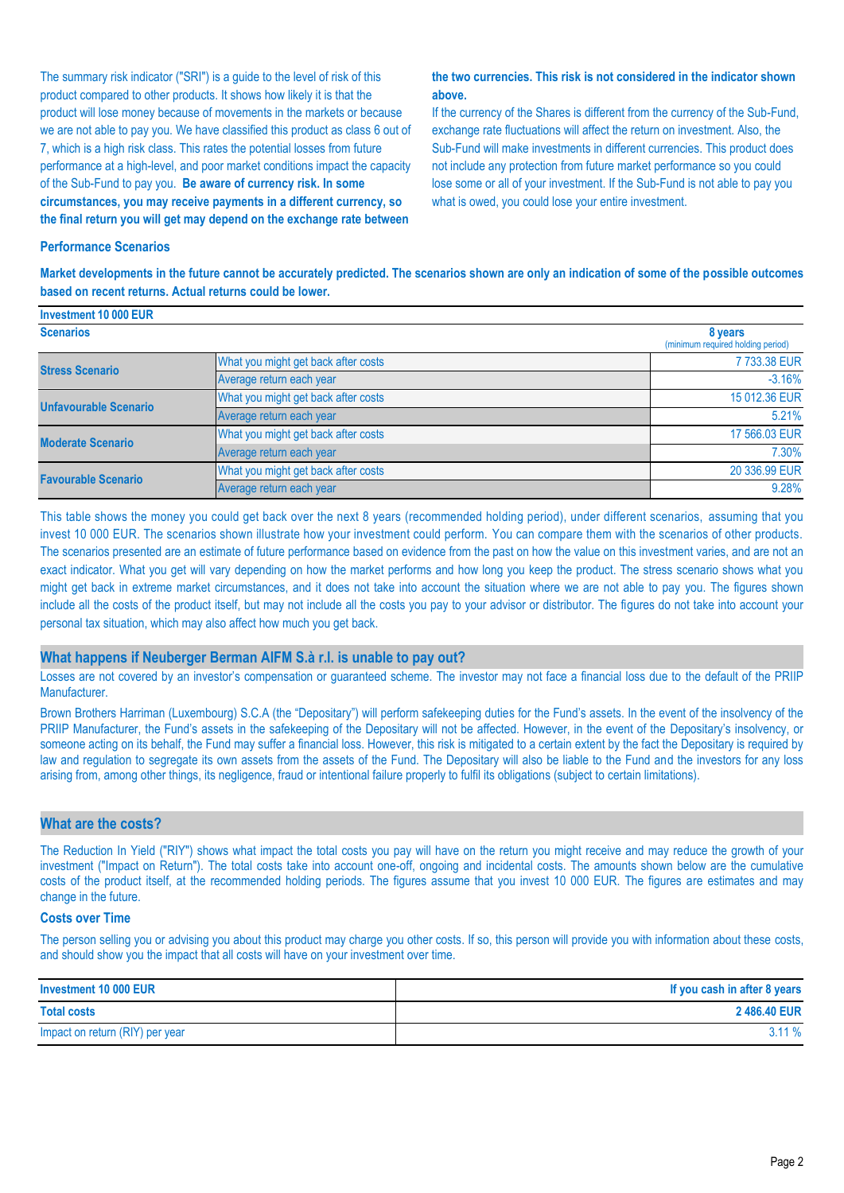The summary risk indicator ("SRI") is a guide to the level of risk of this product compared to other products. It shows how likely it is that the product will lose money because of movements in the markets or because we are not able to pay you. We have classified this product as class 6 out of 7, which is a high risk class. This rates the potential losses from future performance at a high-level, and poor market conditions impact the capacity of the Sub-Fund to pay you. **Be aware of currency risk. In some circumstances, you may receive payments in a different currency, so the final return you will get may depend on the exchange rate between the two currencies. This risk is not considered in the indicator shown above.**

If the currency of the Shares is different from the currency of the Sub-Fund, exchange rate fluctuations will affect the return on investment. Also, the Sub-Fund will make investments in different currencies. This product does not include any protection from future market performance so you could lose some or all of your investment. If the Sub-Fund is not able to pay you what is owed, you could lose your entire investment.

### Performance Scenarios

**Market developments in the future cannot be accurately predicted. The scenarios shown are only an indication of some of the possible outcomes based on recent returns. Actual returns could be lower.**

| Investment 10 000 EUR | | |
|---|---|---|
| **Scenarios** | | **8 years** (minimum required holding period) |
| **Stress Scenario** | What you might get back after costs | 7 733.38 EUR |
| | Average return each year | -3.16% |
| **Unfavourable Scenario** | What you might get back after costs | 15 012.36 EUR |
| | Average return each year | 5.21% |
| **Moderate Scenario** | What you might get back after costs | 17 566.03 EUR |
| | Average return each year | 7.30% |
| **Favourable Scenario** | What you might get back after costs | 20 336.99 EUR |
| | Average return each year | 9.28% |

This table shows the money you could get back over the next 8 years (recommended holding period), under different scenarios, assuming that you invest 10 000 EUR. The scenarios shown illustrate how your investment could perform. You can compare them with the scenarios of other products. The scenarios presented are an estimate of future performance based on evidence from the past on how the value on this investment varies, and are not an exact indicator. What you get will vary depending on how the market performs and how long you keep the product. The stress scenario shows what you might get back in extreme market circumstances, and it does not take into account the situation where we are not able to pay you. The figures shown include all the costs of the product itself, but may not include all the costs you pay to your advisor or distributor. The figures do not take into account your personal tax situation, which may also affect how much you get back.

## What happens if Neuberger Berman AIFM S.à r.l. is unable to pay out?

Losses are not covered by an investor's compensation or guaranteed scheme. The investor may not face a financial loss due to the default of the PRIIP Manufacturer.

Brown Brothers Harriman (Luxembourg) S.C.A (the "Depositary") will perform safekeeping duties for the Fund's assets. In the event of the insolvency of the PRIIP Manufacturer, the Fund's assets in the safekeeping of the Depositary will not be affected. However, in the event of the Depositary's insolvency, or someone acting on its behalf, the Fund may suffer a financial loss. However, this risk is mitigated to a certain extent by the fact the Depositary is required by law and regulation to segregate its own assets from the assets of the Fund. The Depositary will also be liable to the Fund and the investors for any loss arising from, among other things, its negligence, fraud or intentional failure properly to fulfil its obligations (subject to certain limitations).

## What are the costs?

The Reduction In Yield ("RIY") shows what impact the total costs you pay will have on the return you might receive and may reduce the growth of your investment ("Impact on Return"). The total costs take into account one-off, ongoing and incidental costs. The amounts shown below are the cumulative costs of the product itself, at the recommended holding periods. The figures assume that you invest 10 000 EUR. The figures are estimates and may change in the future.

### Costs over Time

The person selling you or advising you about this product may charge you other costs. If so, this person will provide you with information about these costs, and should show you the impact that all costs will have on your investment over time.

| Investment 10 000 EUR | If you cash in after 8 years |
|---|---|
| **Total costs** | **2 486.40 EUR** |
| Impact on return (RIY) per year | 3.11 % |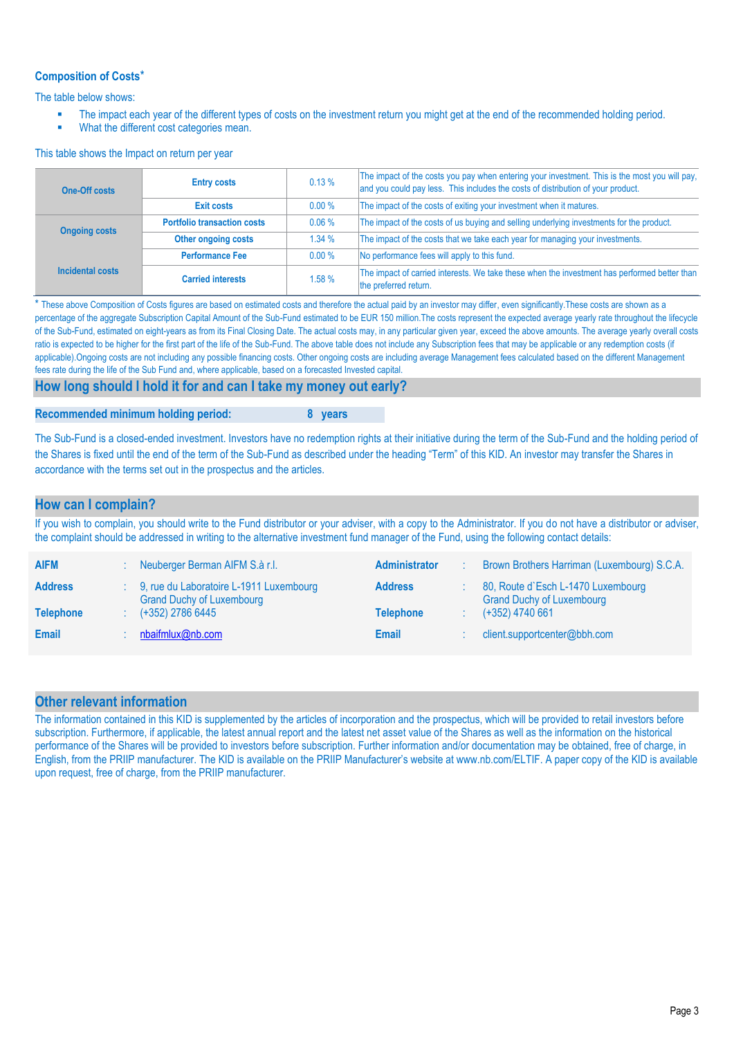## Composition of Costs*

The table below shows:

- The impact each year of the different types of costs on the investment return you might get at the end of the recommended holding period.
- What the different cost categories mean.

This table shows the Impact on return per year

| | | | |
|---|---|---|---|
| **One-Off costs** | **Entry costs** | 0.13 % | The impact of the costs you pay when entering your investment. This is the most you will pay, and you could pay less. This includes the costs of distribution of your product. |
| | **Exit costs** | 0.00 % | The impact of the costs of exiting your investment when it matures. |
| **Ongoing costs** | **Portfolio transaction costs** | 0.06 % | The impact of the costs of us buying and selling underlying investments for the product. |
| | **Other ongoing costs** | 1.34 % | The impact of the costs that we take each year for managing your investments. |
| **Incidental costs** | **Performance Fee** | 0.00 % | No performance fees will apply to this fund. |
| | **Carried interests** | 1.58 % | The impact of carried interests. We take these when the investment has performed better than the preferred return. |

* These above Composition of Costs figures are based on estimated costs and therefore the actual paid by an investor may differ, even significantly.These costs are shown as a percentage of the aggregate Subscription Capital Amount of the Sub-Fund estimated to be EUR 150 million.The costs represent the expected average yearly rate throughout the lifecycle of the Sub-Fund, estimated on eight-years as from its Final Closing Date. The actual costs may, in any particular given year, exceed the above amounts. The average yearly overall costs ratio is expected to be higher for the first part of the life of the Sub-Fund. The above table does not include any Subscription fees that may be applicable or any redemption costs (if applicable).Ongoing costs are not including any possible financing costs. Other ongoing costs are including average Management fees calculated based on the different Management fees rate during the life of the Sub Fund and, where applicable, based on a forecasted Invested capital.

## How long should I hold it for and can I take my money out early?

**Recommended minimum holding period: 8 years**

The Sub-Fund is a closed-ended investment. Investors have no redemption rights at their initiative during the term of the Sub-Fund and the holding period of the Shares is fixed until the end of the term of the Sub-Fund as described under the heading "Term" of this KID. An investor may transfer the Shares in accordance with the terms set out in the prospectus and the articles.

## How can I complain?

If you wish to complain, you should write to the Fund distributor or your adviser, with a copy to the Administrator. If you do not have a distributor or adviser, the complaint should be addressed in writing to the alternative investment fund manager of the Fund, using the following contact details:

| | | | |
|---|---|---|---|
| **AIFM** | Neuberger Berman AIFM S.à r.l. | **Administrator** | Brown Brothers Harriman (Luxembourg) S.C.A. |
| **Address** | 9, rue du Laboratoire L-1911 Luxembourg Grand Duchy of Luxembourg | **Address** | 80, Route d`Esch L-1470 Luxembourg Grand Duchy of Luxembourg |
| **Telephone** | (+352) 2786 6445 | **Telephone** | (+352) 4740 661 |
| **Email** | nbaifmlux@nb.com | **Email** | client.supportcenter@bbh.com |

## Other relevant information

The information contained in this KID is supplemented by the articles of incorporation and the prospectus, which will be provided to retail investors before subscription. Furthermore, if applicable, the latest annual report and the latest net asset value of the Shares as well as the information on the historical performance of the Shares will be provided to investors before subscription. Further information and/or documentation may be obtained, free of charge, in English, from the PRIIP manufacturer. The KID is available on the PRIIP Manufacturer's website at www.nb.com/ELTIF. A paper copy of the KID is available upon request, free of charge, from the PRIIP manufacturer.